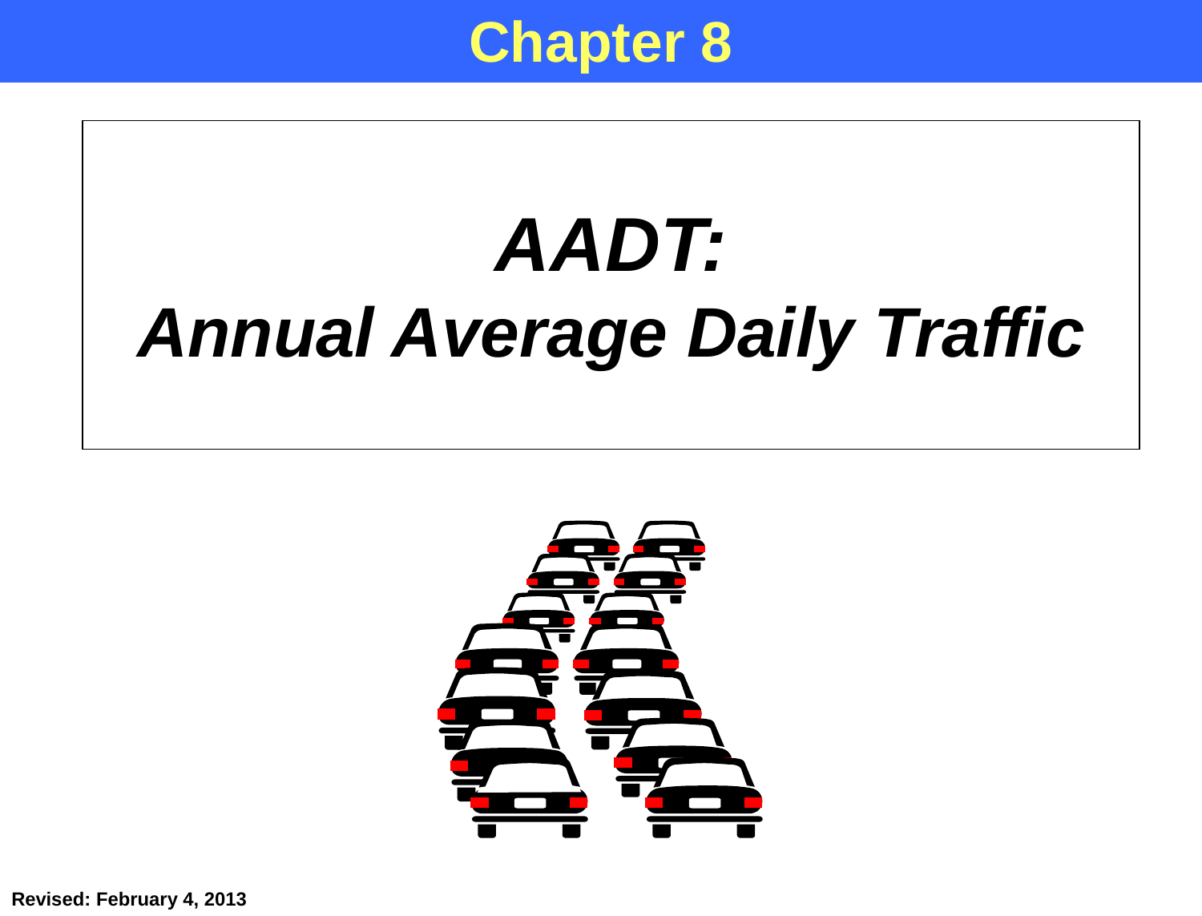# Chapter 8

# *AADT:*
# *Annual Average Daily Traffic*

**Revised: February 4, 2013**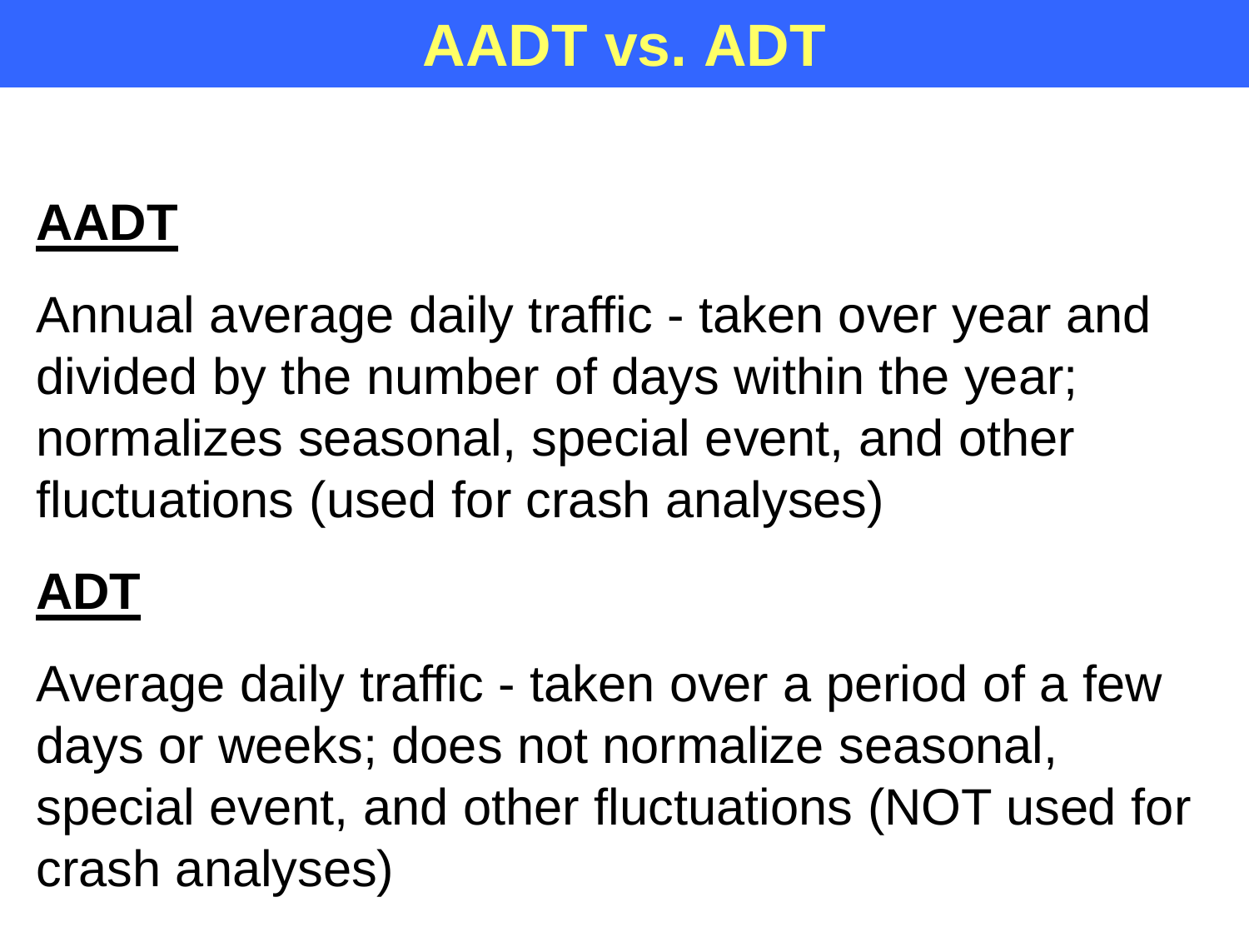# AADT vs. ADT

## AADT

Annual average daily traffic - taken over year and divided by the number of days within the year; normalizes seasonal, special event, and other fluctuations (used for crash analyses)

## ADT

Average daily traffic - taken over a period of a few days or weeks; does not normalize seasonal, special event, and other fluctuations (NOT used for crash analyses)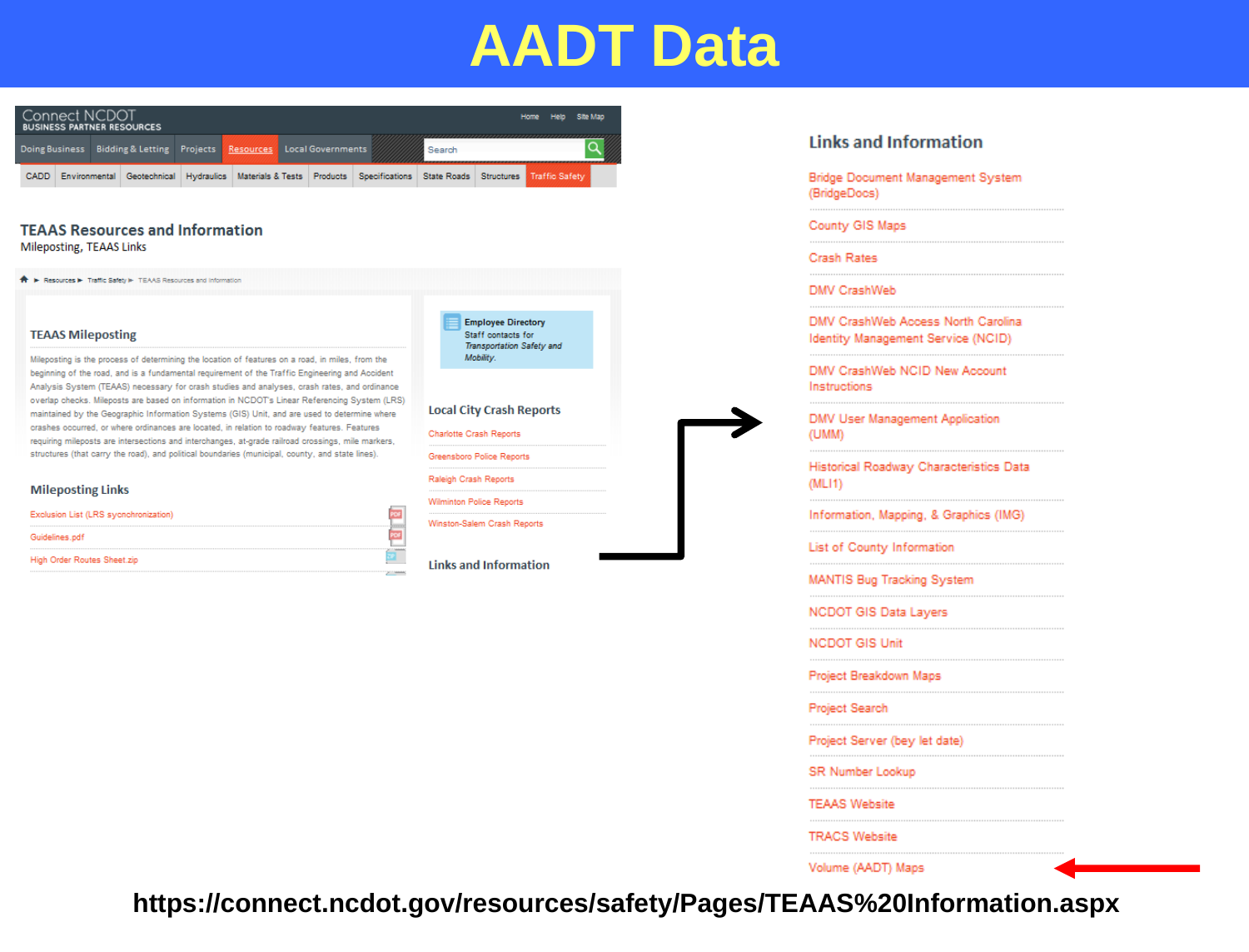# AADT Data

Connect NCDOT
BUSINESS PARTNER RESOURCES

Home Help Site Map

Doing Business | Bidding & Letting | Projects | Resources | Local Governments | Search

CADD | Environmental | Geotechnical | Hydraulics | Materials & Tests | Products | Specifications | State Roads | Structures | Traffic Safety

## TEAAS Resources and Information

Mileposting, TEAAS Links

Resources ► Traffic Safety ► TEAAS Resources and Information

### TEAAS Mileposting

Mileposting is the process of determining the location of features on a road, in miles, from the beginning of the road, and is a fundamental requirement of the Traffic Engineering and Accident Analysis System (TEAAS) necessary for crash studies and analyses, crash rates, and ordinance overlap checks. Mileposts are based on information in NCDOT's Linear Referencing System (LRS) maintained by the Geographic Information Systems (GIS) Unit, and are used to determine where crashes occurred, or where ordinances are located, in relation to roadway features. Features requiring mileposts are intersections and interchanges, at-grade railroad crossings, mile markers, structures (that carry the road), and political boundaries (municipal, county, and state lines).

### Mileposting Links

- Exclusion List (LRS synchronization)
- Guidelines.pdf
- High Order Routes Sheet.zip

**Employee Directory**
Staff contacts for *Transportation Safety and Mobility.*

### Local City Crash Reports

- Charlotte Crash Reports
- Greensboro Police Reports
- Raleigh Crash Reports
- Wilmington Police Reports
- Winston-Salem Crash Reports

### Links and Information

- Bridge Document Management System (BridgeDocs)
- County GIS Maps
- Crash Rates
- DMV CrashWeb
- DMV CrashWeb Access North Carolina Identity Management Service (NCID)
- DMV CrashWeb NCID New Account Instructions
- DMV User Management Application (UMM)
- Historical Roadway Characteristics Data (MLI1)
- Information, Mapping, & Graphics (IMG)
- List of County Information
- MANTIS Bug Tracking System
- NCDOT GIS Data Layers
- NCDOT GIS Unit
- Project Breakdown Maps
- Project Search
- Project Server (bey let date)
- SR Number Lookup
- TEAAS Website
- TRACS Website
- Volume (AADT) Maps

https://connect.ncdot.gov/resources/safety/Pages/TEAAS%20Information.aspx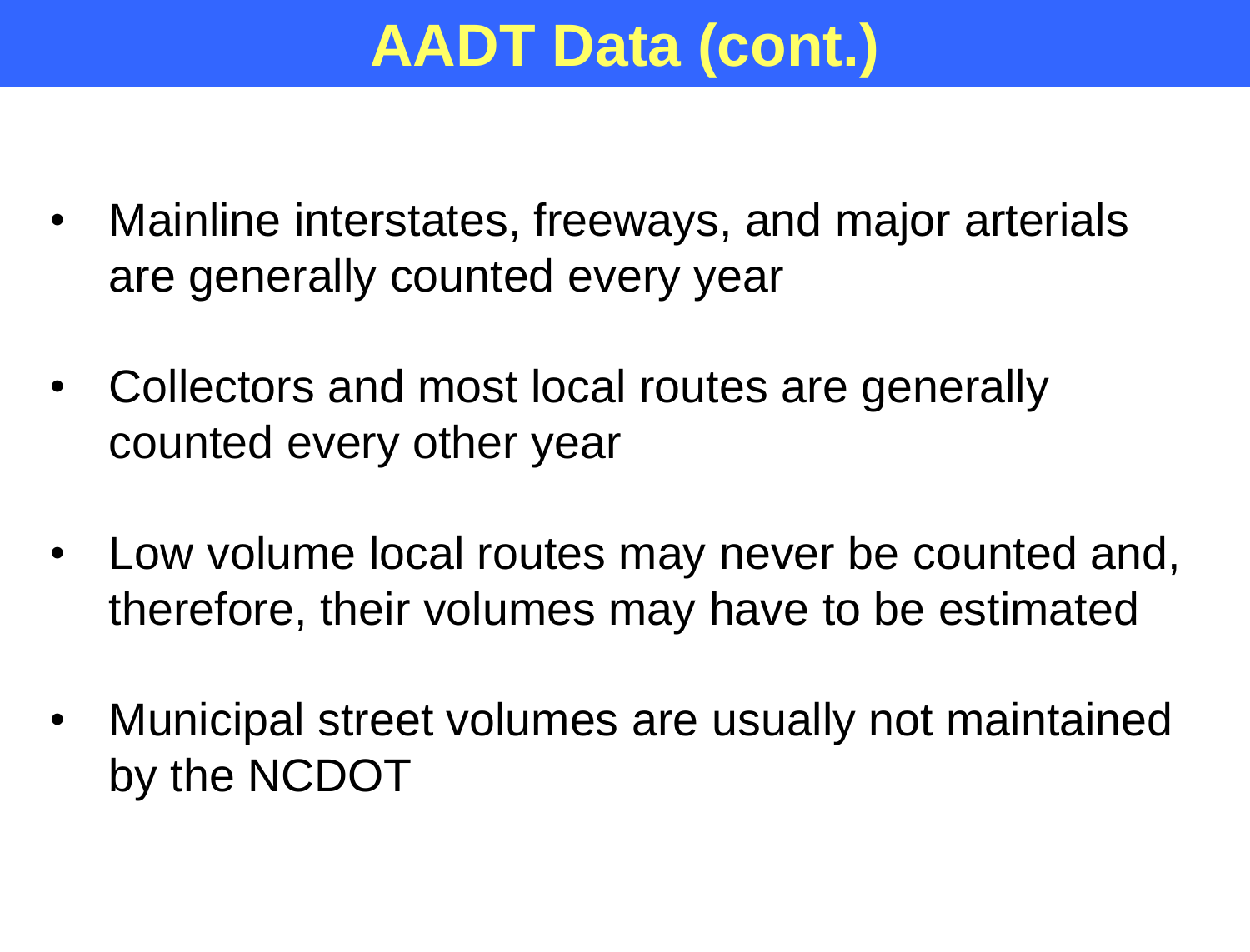# AADT Data (cont.)

- Mainline interstates, freeways, and major arterials are generally counted every year
- Collectors and most local routes are generally counted every other year
- Low volume local routes may never be counted and, therefore, their volumes may have to be estimated
- Municipal street volumes are usually not maintained by the NCDOT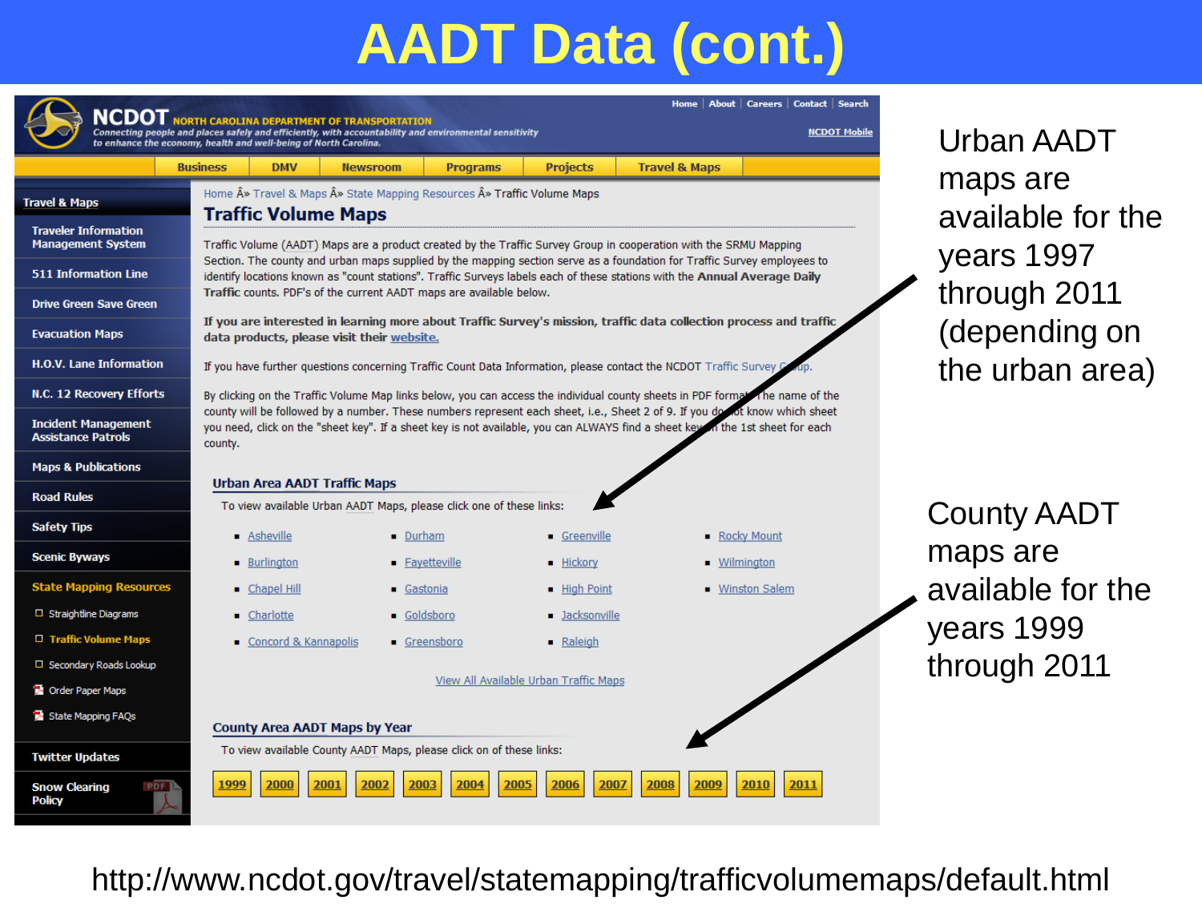# AADT Data (cont.)

Urban AADT maps are available for the years 1997 through 2011 (depending on the urban area)

County AADT maps are available for the years 1999 through 2011

**NCDOT** NORTH CAROLINA DEPARTMENT OF TRANSPORTATION

*Connecting people and places safely and efficiently, with accountability and environmental sensitivity to enhance the economy, health and well-being of North Carolina.*

Home | About | Careers | Contact | Search

NCDOT Mobile

Business | DMV | Newsroom | Programs | Projects | Travel & Maps

**Travel & Maps**

- Traveler Information Management System
- 511 Information Line
- Drive Green Save Green
- Evacuation Maps
- H.O.V. Lane Information
- N.C. 12 Recovery Efforts
- Incident Management Assistance Patrols
- Maps & Publications
- Road Rules
- Safety Tips
- Scenic Byways
- State Mapping Resources
  - Straightline Diagrams
  - Traffic Volume Maps
  - Secondary Roads Lookup
  - Order Paper Maps
  - State Mapping FAQs
- Twitter Updates
- Snow Clearing Policy

Home Â» Travel & Maps Â» State Mapping Resources Â» Traffic Volume Maps

## Traffic Volume Maps

Traffic Volume (AADT) Maps are a product created by the Traffic Survey Group in cooperation with the SRMU Mapping Section. The county and urban maps supplied by the mapping section serve as a foundation for Traffic Survey employees to identify locations known as "count stations". Traffic Surveys labels each of these stations with the **Annual Average Daily Traffic** counts. PDF's of the current AADT maps are available below.

**If you are interested in learning more about Traffic Survey's mission, traffic data collection process and traffic data products, please visit their website.**

If you have further questions concerning Traffic Count Data Information, please contact the NCDOT Traffic Survey Group.

By clicking on the Traffic Volume Map links below, you can access the individual county sheets in PDF format. The name of the county will be followed by a number. These numbers represent each sheet, i.e., Sheet 2 of 9. If you do not know which sheet you need, click on the "sheet key". If a sheet key is not available, you can ALWAYS find a sheet key on the 1st sheet for each county.

### Urban Area AADT Traffic Maps

To view available Urban AADT Maps, please click one of these links:

- Asheville
- Burlington
- Chapel Hill
- Charlotte
- Concord & Kannapolis
- Durham
- Fayetteville
- Gastonia
- Goldsboro
- Greensboro
- Greenville
- Hickory
- High Point
- Jacksonville
- Raleigh
- Rocky Mount
- Wilmington
- Winston Salem

View All Available Urban Traffic Maps

### County Area AADT Maps by Year

To view available County AADT Maps, please click on of these links:

1999 | 2000 | 2001 | 2002 | 2003 | 2004 | 2005 | 2006 | 2007 | 2008 | 2009 | 2010 | 2011

http://www.ncdot.gov/travel/statemapping/trafficvolumemaps/default.html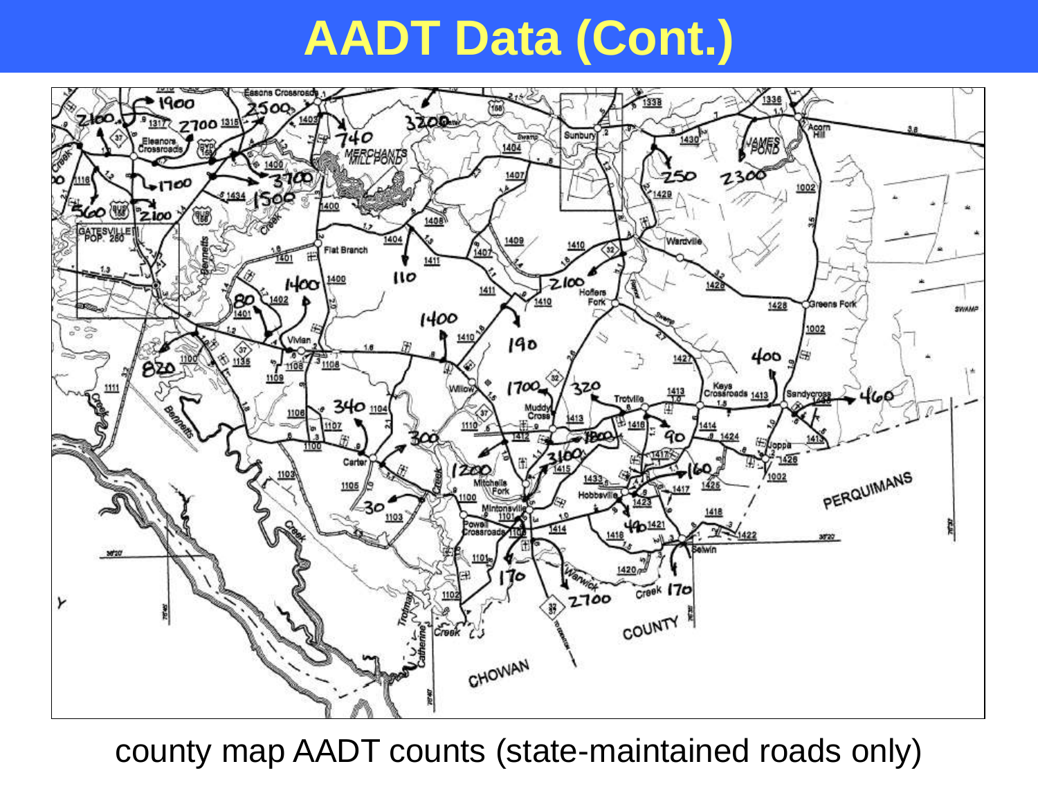# AADT Data (Cont.)

county map AADT counts (state-maintained roads only)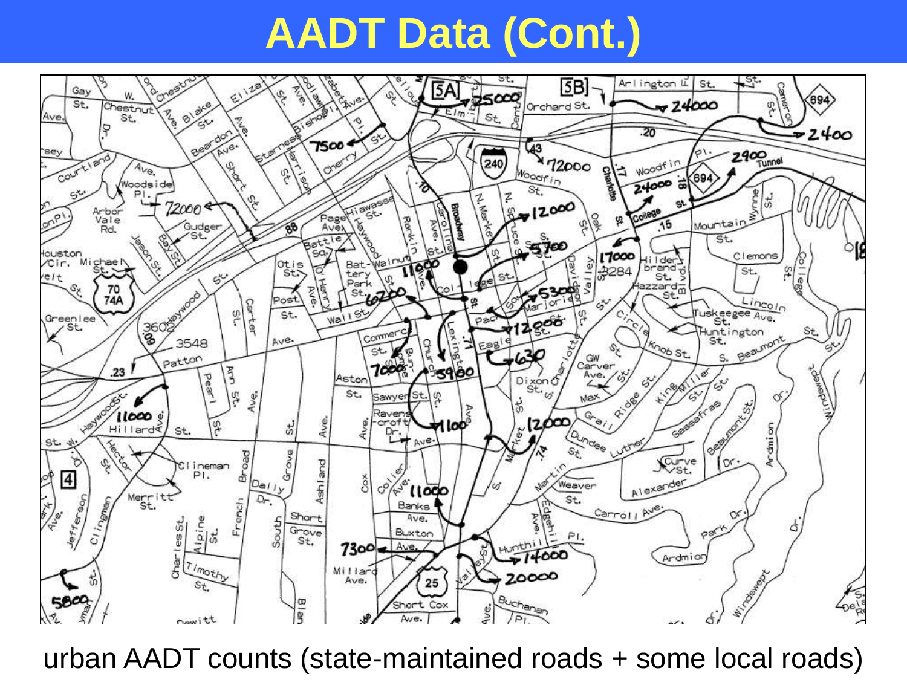# AADT Data (Cont.)

urban AADT counts (state-maintained roads + some local roads)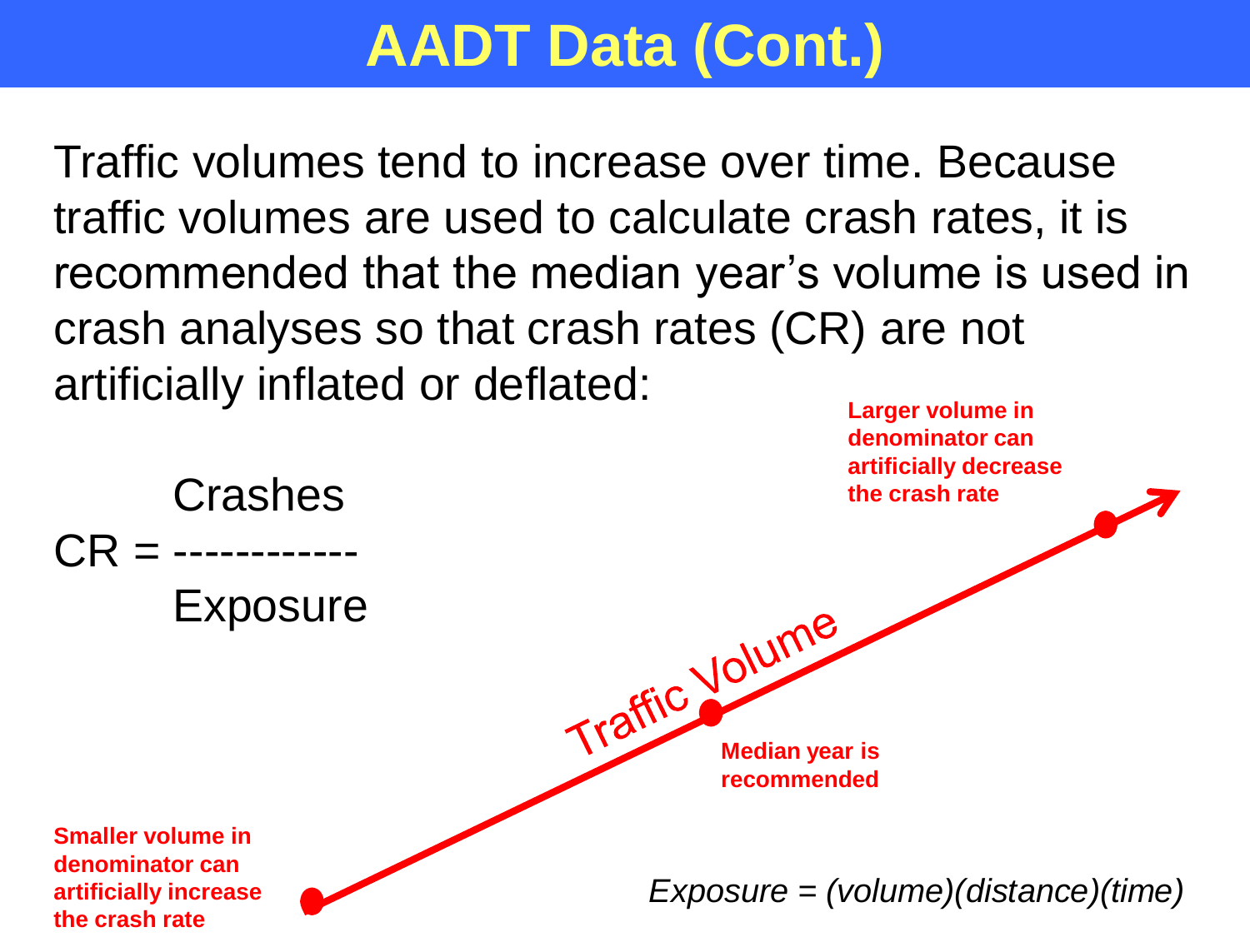# AADT Data (Cont.)

Traffic volumes tend to increase over time. Because traffic volumes are used to calculate crash rates, it is recommended that the median year's volume is used in crash analyses so that crash rates (CR) are not artificially inflated or deflated:

$$CR = \frac{\text{Crashes}}{\text{Exposure}}$$

**Larger volume in denominator can artificially decrease the crash rate**

Traffic Volume

**Median year is recommended**

**Smaller volume in denominator can artificially increase the crash rate**

*Exposure = (volume)(distance)(time)*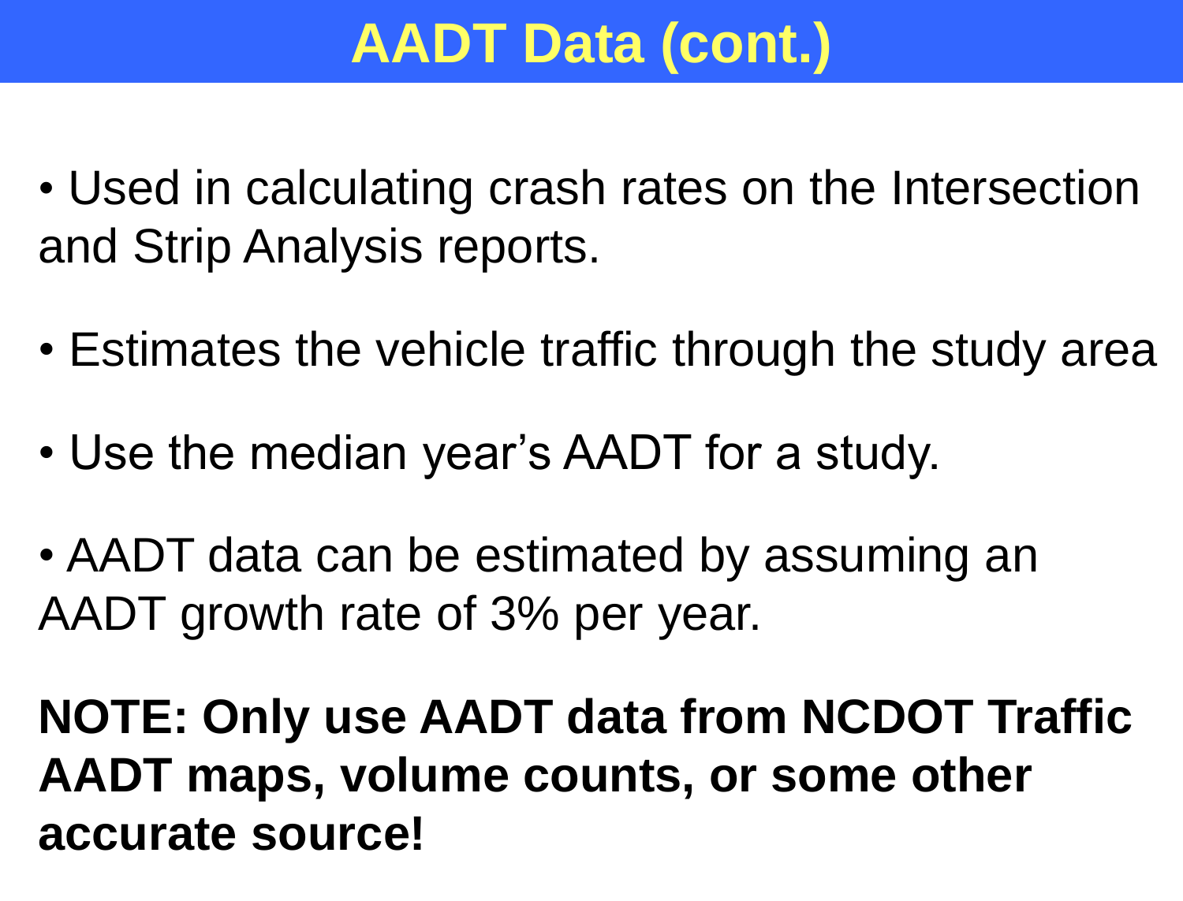# AADT Data (cont.)

- Used in calculating crash rates on the Intersection and Strip Analysis reports.
- Estimates the vehicle traffic through the study area
- Use the median year's AADT for a study.
- AADT data can be estimated by assuming an AADT growth rate of 3% per year.

**NOTE: Only use AADT data from NCDOT Traffic AADT maps, volume counts, or some other accurate source!**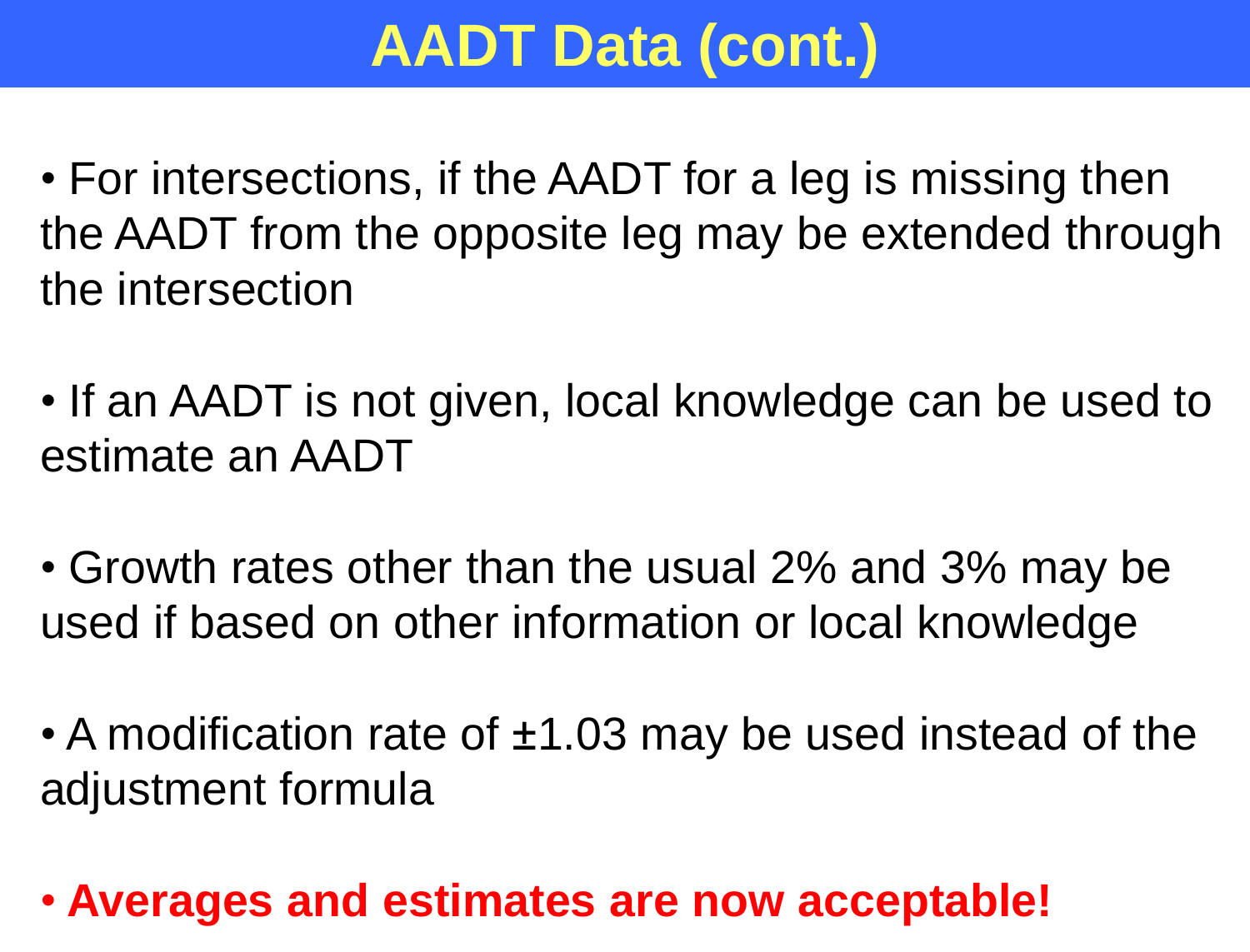# AADT Data (cont.)

- For intersections, if the AADT for a leg is missing then the AADT from the opposite leg may be extended through the intersection

- If an AADT is not given, local knowledge can be used to estimate an AADT

- Growth rates other than the usual 2% and 3% may be used if based on other information or local knowledge

- A modification rate of ±1.03 may be used instead of the adjustment formula

- **Averages and estimates are now acceptable!**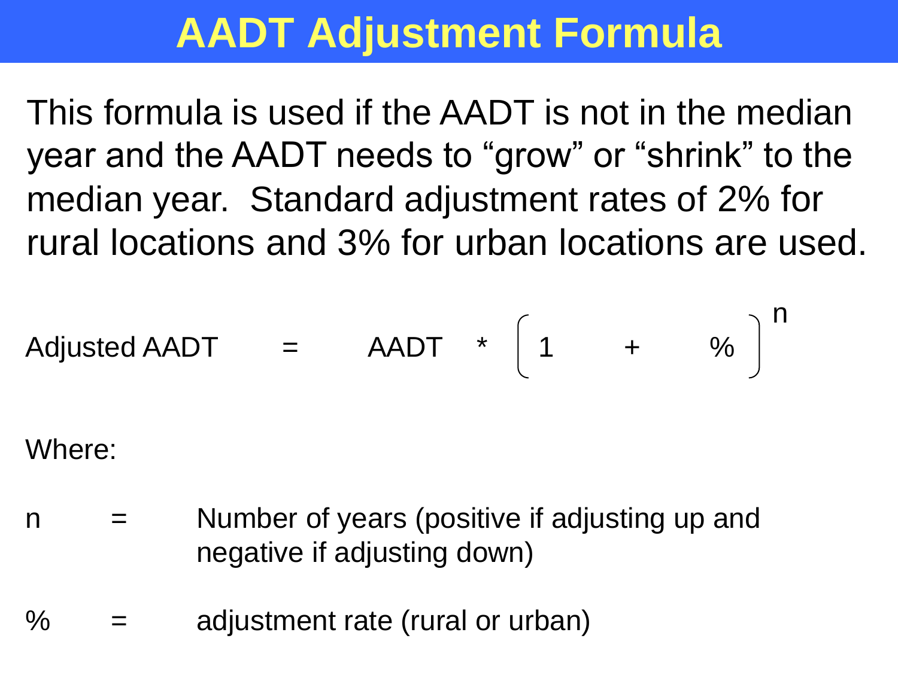# AADT Adjustment Formula

This formula is used if the AADT is not in the median year and the AADT needs to "grow" or "shrink" to the median year. Standard adjustment rates of 2% for rural locations and 3% for urban locations are used.

$$\text{Adjusted AADT} = \text{AADT} * \left(1 + \%\right)^{n}$$

Where:

n = Number of years (positive if adjusting up and negative if adjusting down)

% = adjustment rate (rural or urban)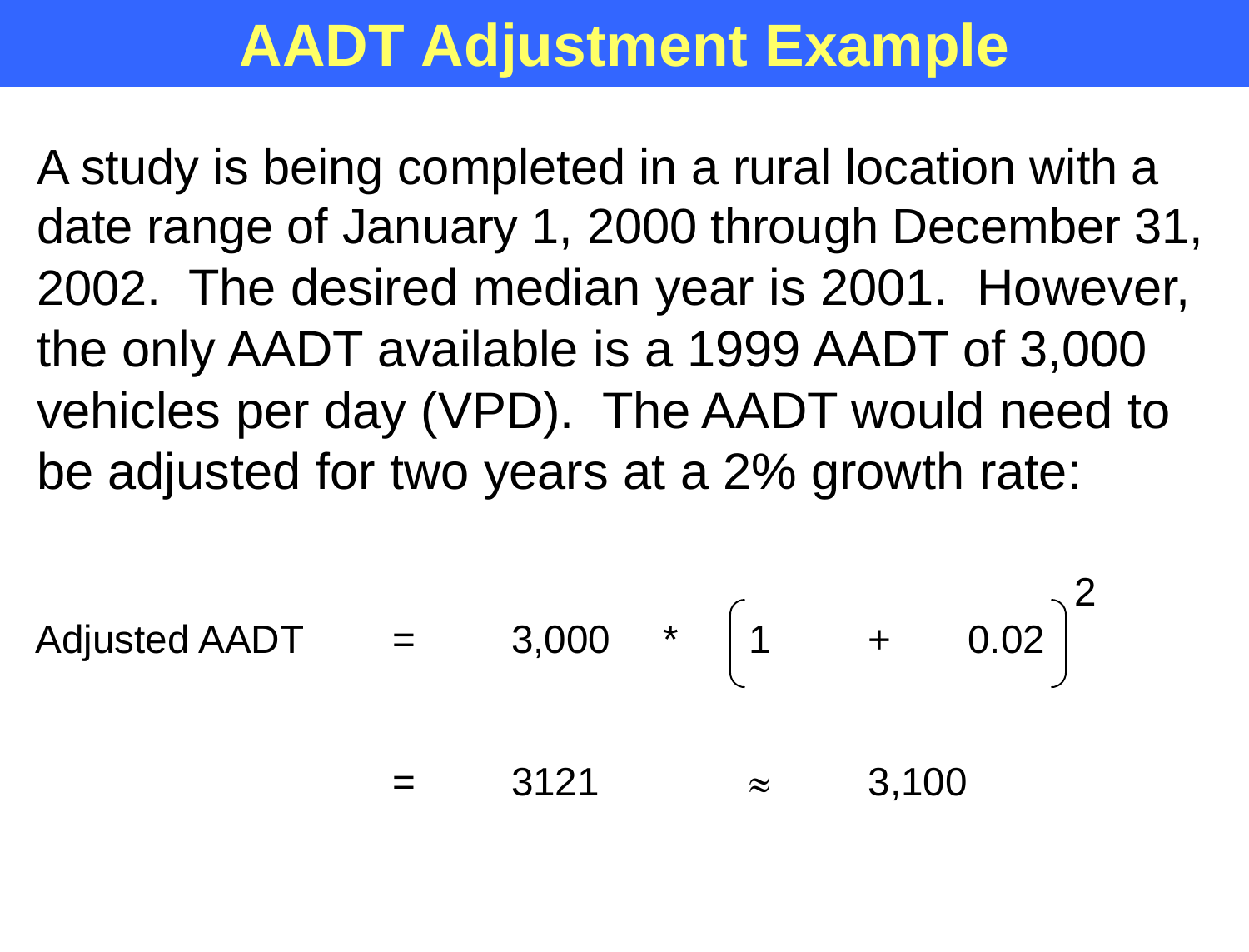# AADT Adjustment Example

A study is being completed in a rural location with a date range of January 1, 2000 through December 31, 2002. The desired median year is 2001. However, the only AADT available is a 1999 AADT of 3,000 vehicles per day (VPD). The AADT would need to be adjusted for two years at a 2% growth rate:

$$\text{Adjusted AADT} = 3{,}000 * \left(1 + 0.02\right)^2$$

$$= 3121 \approx 3{,}100$$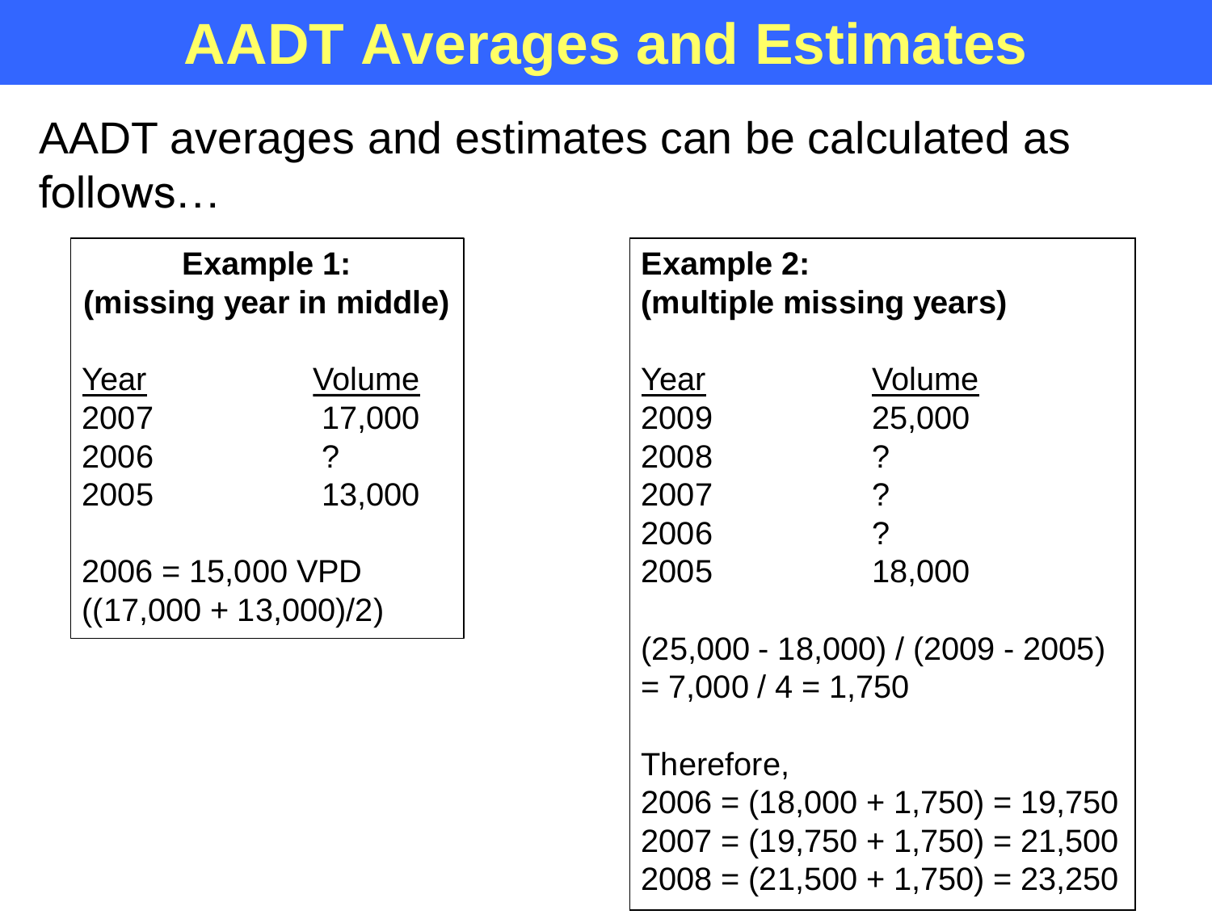# AADT Averages and Estimates

AADT averages and estimates can be calculated as follows…

**Example 1:**
**(missing year in middle)**

| Year | Volume |
| --- | --- |
| 2007 | 17,000 |
| 2006 | ? |
| 2005 | 13,000 |

2006 = 15,000 VPD
((17,000 + 13,000)/2)

**Example 2:**
**(multiple missing years)**

| Year | Volume |
| --- | --- |
| 2009 | 25,000 |
| 2008 | ? |
| 2007 | ? |
| 2006 | ? |
| 2005 | 18,000 |

(25,000 - 18,000) / (2009 - 2005)
= 7,000 / 4 = 1,750

Therefore,
2006 = (18,000 + 1,750) = 19,750
2007 = (19,750 + 1,750) = 21,500
2008 = (21,500 + 1,750) = 23,250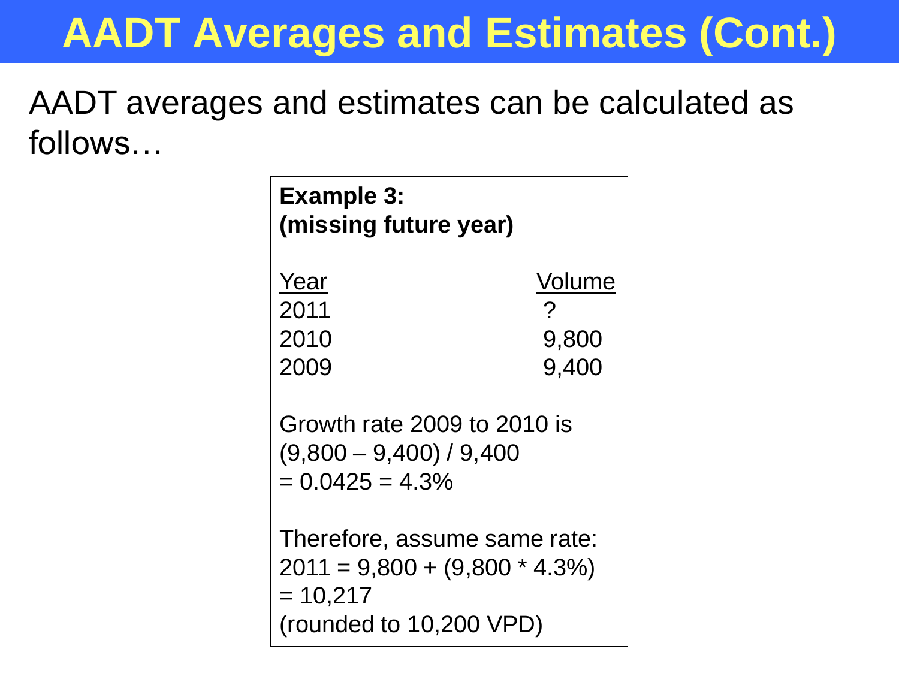# AADT Averages and Estimates (Cont.)

AADT averages and estimates can be calculated as follows…

**Example 3:**
**(missing future year)**

| Year | Volume |
|---|---|
| 2011 | ? |
| 2010 | 9,800 |
| 2009 | 9,400 |

Growth rate 2009 to 2010 is
(9,800 – 9,400) / 9,400
= 0.0425 = 4.3%

Therefore, assume same rate:
2011 = 9,800 + (9,800 * 4.3%)
= 10,217
(rounded to 10,200 VPD)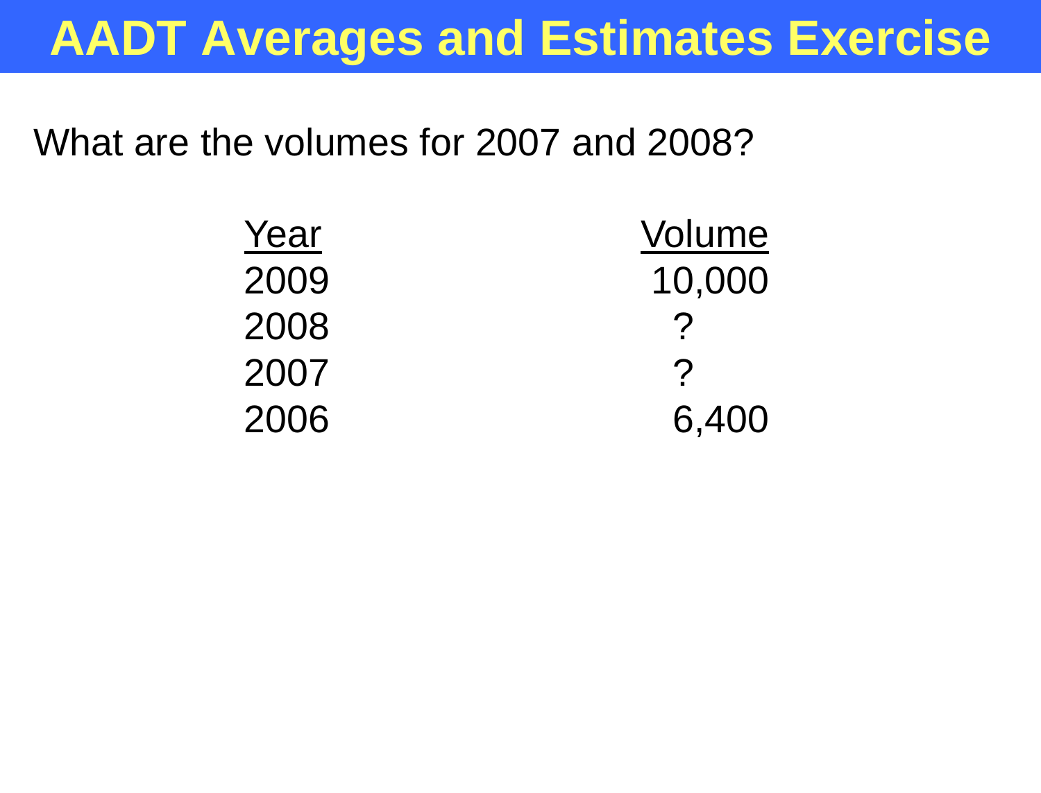# AADT Averages and Estimates Exercise

What are the volumes for 2007 and 2008?

| Year | Volume |
|---|---|
| 2009 | 10,000 |
| 2008 | ? |
| 2007 | ? |
| 2006 | 6,400 |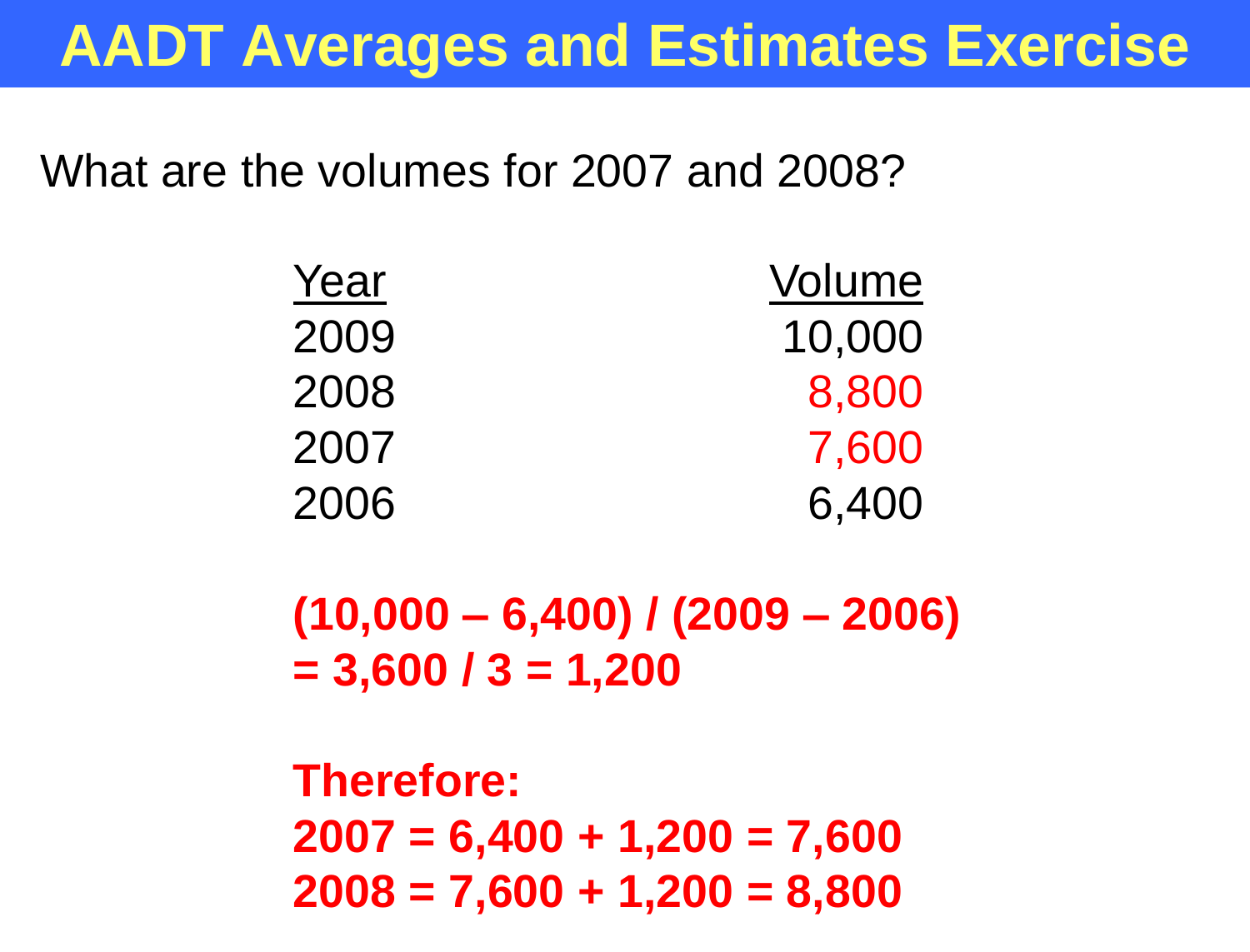# AADT Averages and Estimates Exercise

What are the volumes for 2007 and 2008?

| Year | Volume |
|---|---|
| 2009 | 10,000 |
| 2008 | 8,800 |
| 2007 | 7,600 |
| 2006 | 6,400 |

**(10,000 – 6,400) / (2009 – 2006)**
**= 3,600 / 3 = 1,200**

**Therefore:**
**2007 = 6,400 + 1,200 = 7,600**
**2008 = 7,600 + 1,200 = 8,800**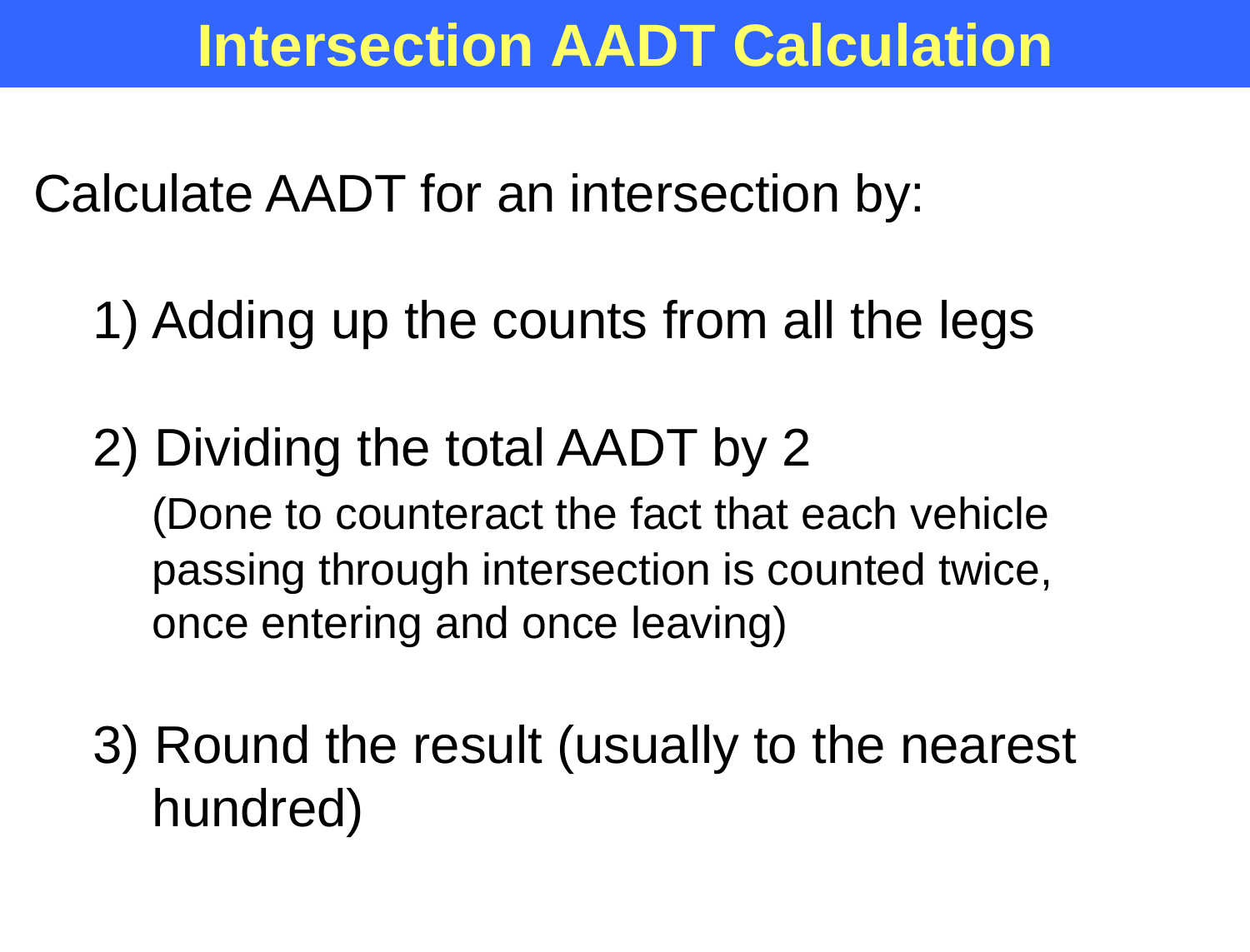# Intersection AADT Calculation

Calculate AADT for an intersection by:

1) Adding up the counts from all the legs

2) Dividing the total AADT by 2
   (Done to counteract the fact that each vehicle passing through intersection is counted twice, once entering and once leaving)

3) Round the result (usually to the nearest hundred)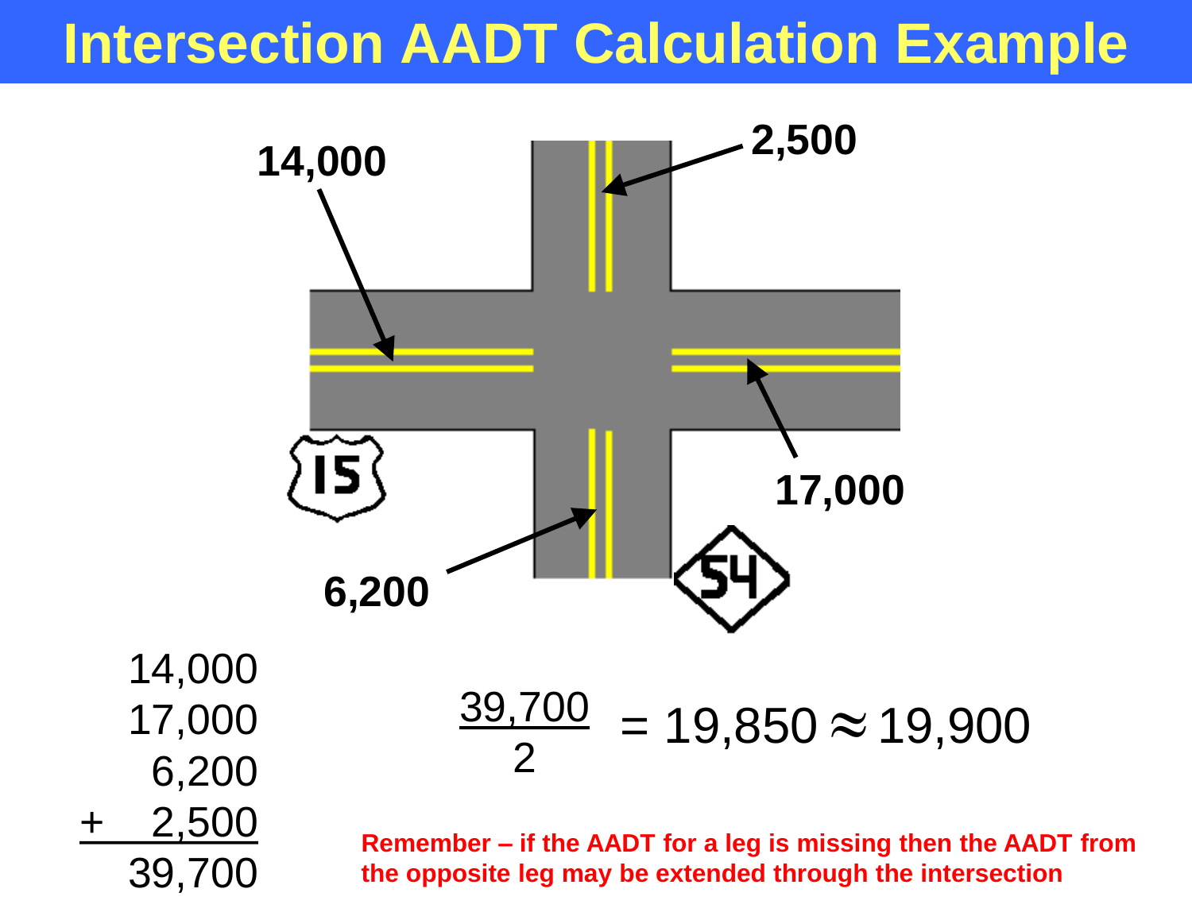# Intersection AADT Calculation Example

14,000

2,500

17,000

6,200

$$
\begin{array}{r}
14{,}000 \\
17{,}000 \\
6{,}200 \\
+\quad 2{,}500 \\
\hline
39{,}700
\end{array}
$$

$$\frac{39{,}700}{2} = 19{,}850 \approx 19{,}900$$

**Remember – if the AADT for a leg is missing then the AADT from the opposite leg may be extended through the intersection**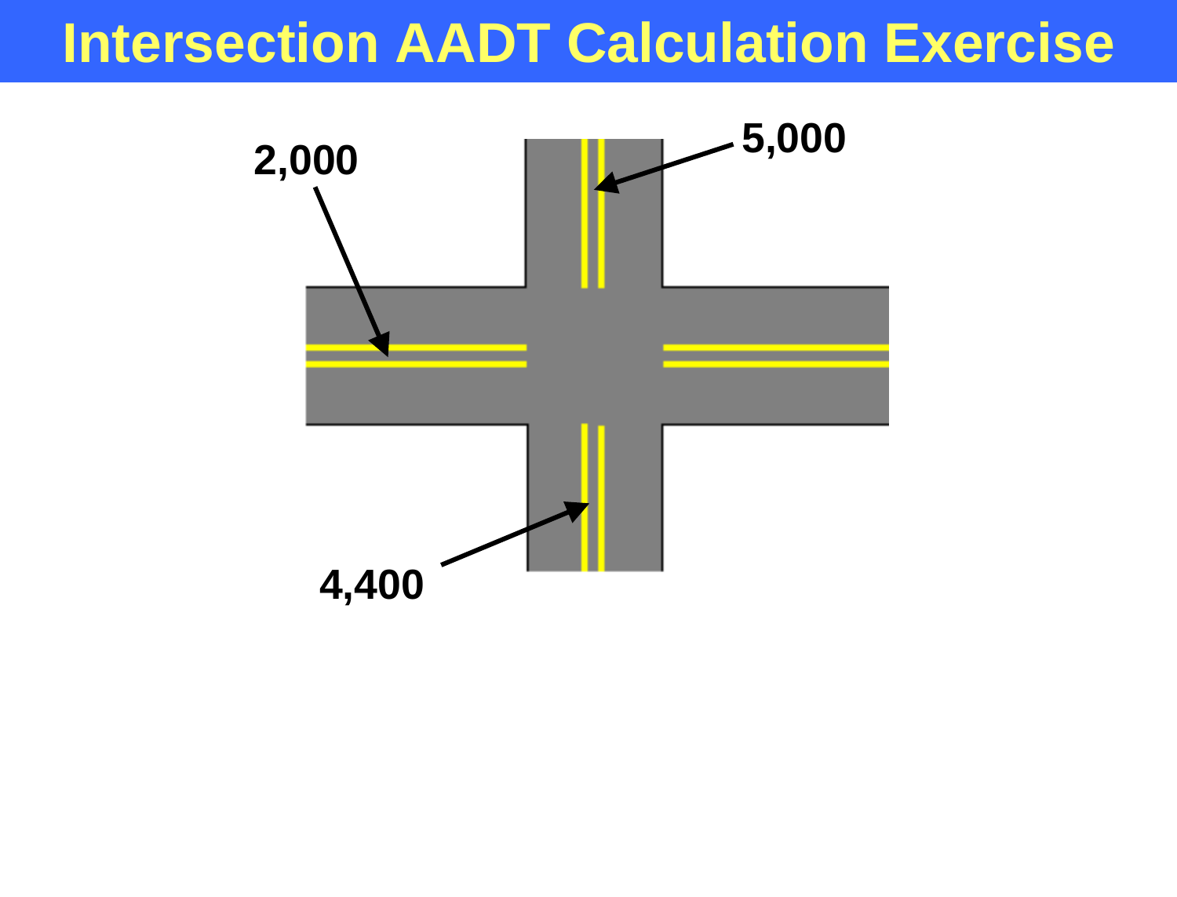# Intersection AADT Calculation Exercise

2,000

5,000

4,400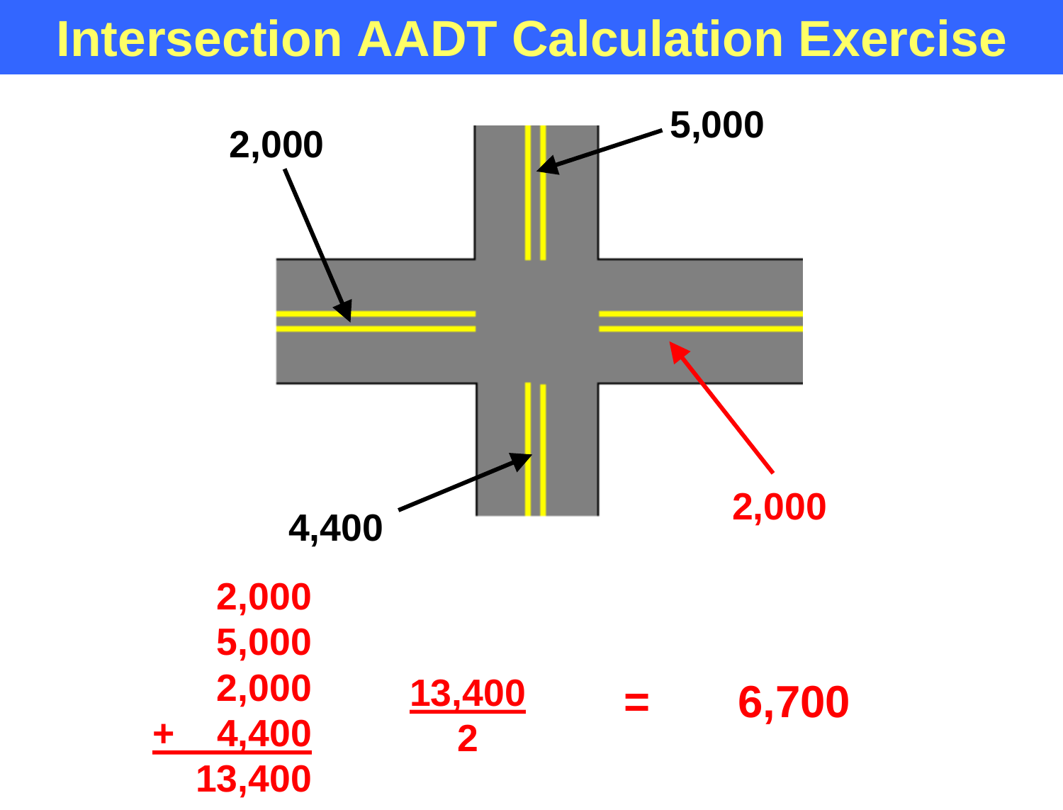# Intersection AADT Calculation Exercise

2,000

5,000

4,400

2,000

$$
\begin{array}{r}
2{,}000 \\
5{,}000 \\
2{,}000 \\
+ \quad 4{,}400 \\
\hline
13{,}400
\end{array}
\qquad \frac{13{,}400}{2} = 6{,}700
$$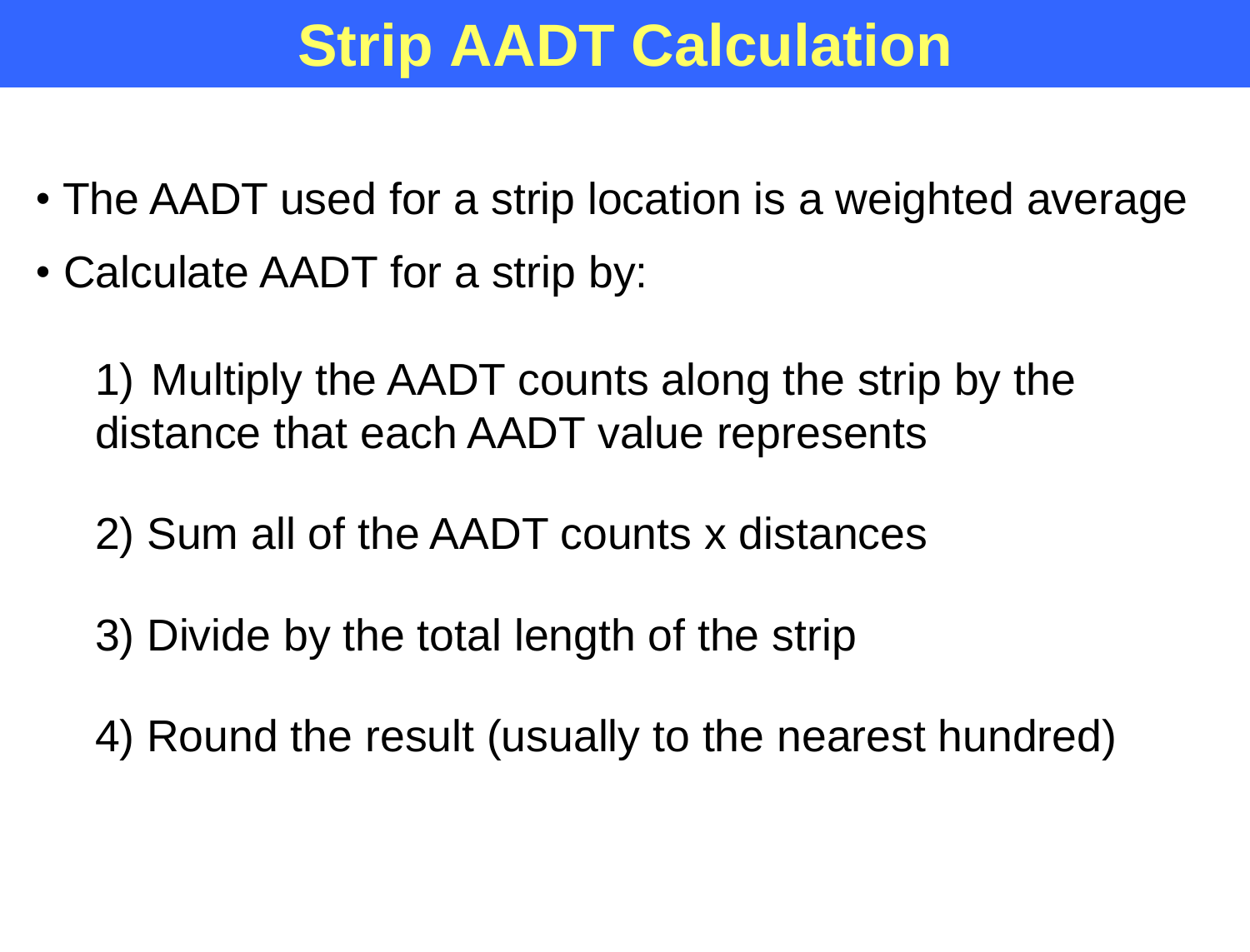# Strip AADT Calculation

- The AADT used for a strip location is a weighted average
- Calculate AADT for a strip by:

  1) Multiply the AADT counts along the strip by the distance that each AADT value represents

  2) Sum all of the AADT counts x distances

  3) Divide by the total length of the strip

  4) Round the result (usually to the nearest hundred)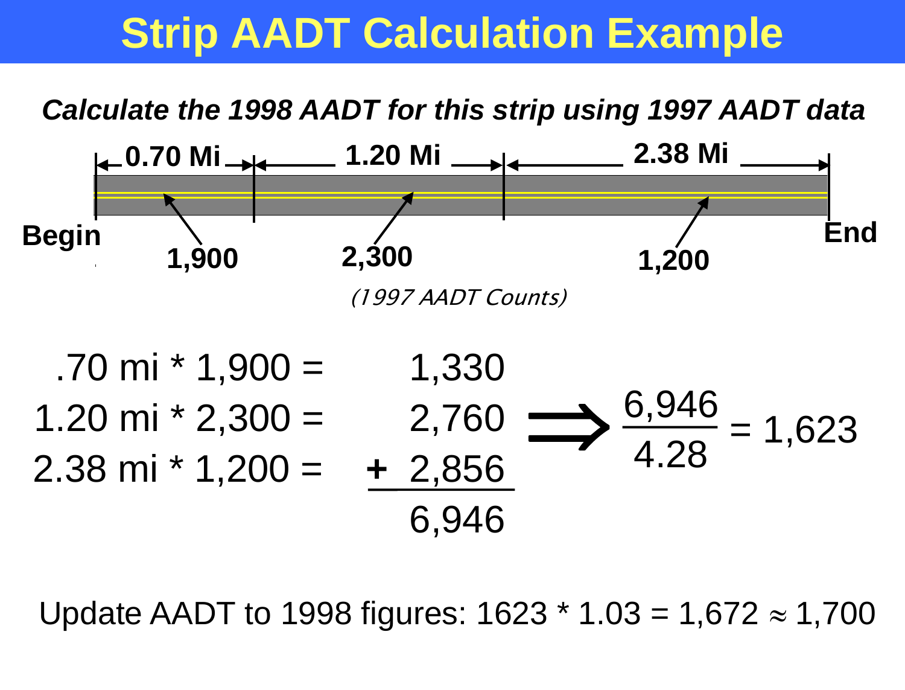# Strip AADT Calculation Example

***Calculate the 1998 AADT for this strip using 1997 AADT data***

| Segment | Length | 1997 AADT Count |
|---|---|---|
| Begin → | 0.70 Mi | 1,900 |
| | 1.20 Mi | 2,300 |
| → End | 2.38 Mi | 1,200 |

*(1997 AADT Counts)*

.70 mi * 1,900 = 1,330
1.20 mi * 2,300 = 2,760
2.38 mi * 1,200 = + 2,856
6,946

$$\Rightarrow \frac{6{,}946}{4.28} = 1{,}623$$

Update AADT to 1998 figures: $1623 * 1.03 = 1{,}672 \approx 1{,}700$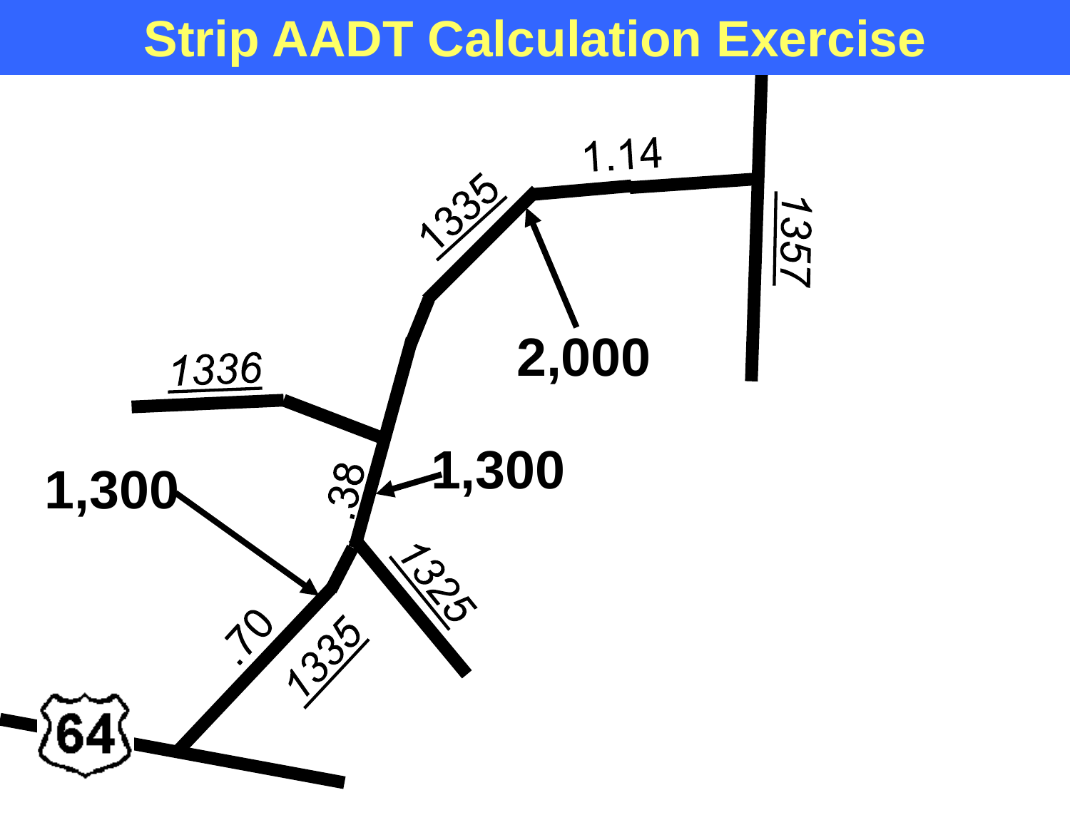# Strip AADT Calculation Exercise

1335

1.14

1357

2,000

1336

1,300

.38

1,300

1325

.70

1335

64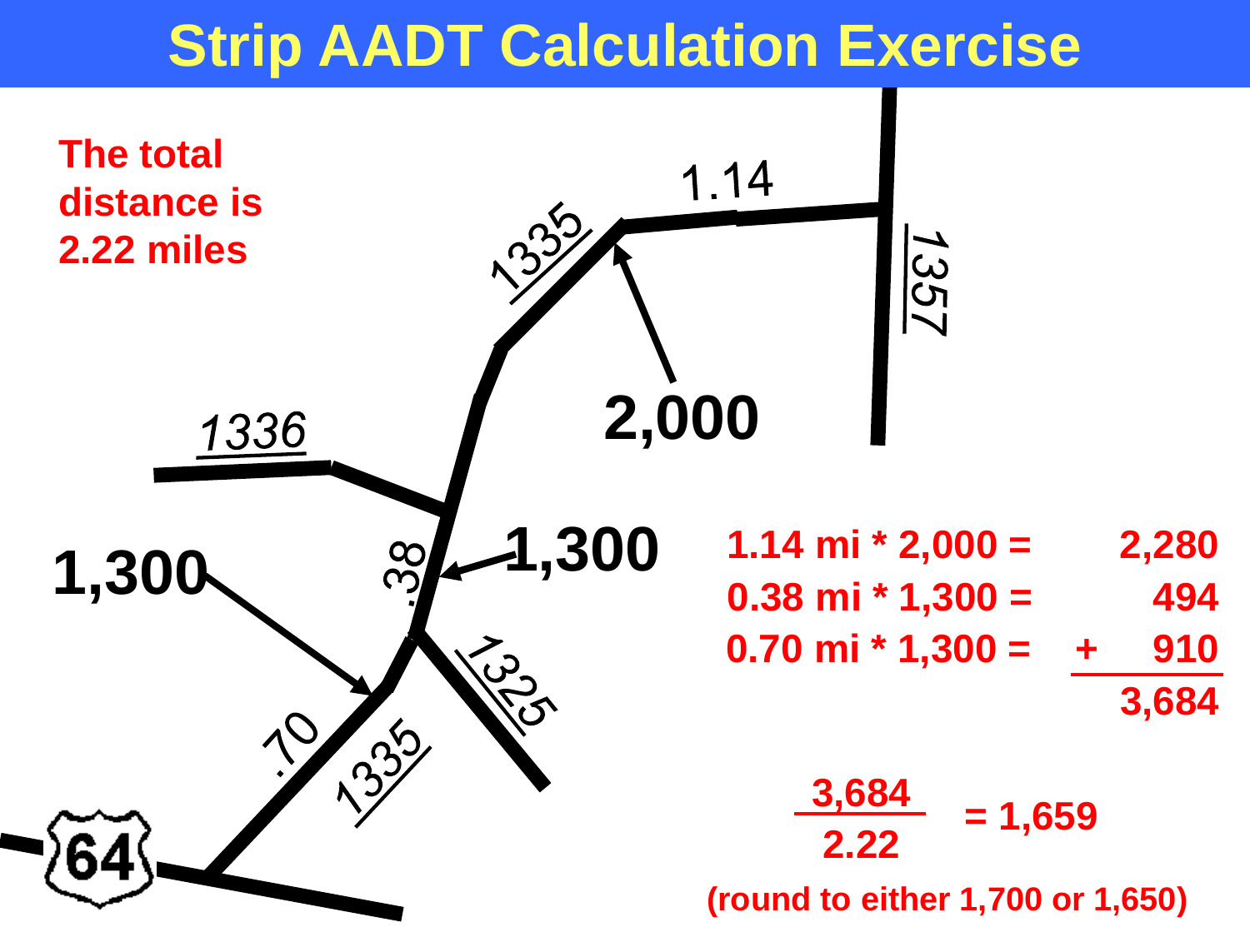# Strip AADT Calculation Exercise

**The total distance is 2.22 miles**

1.14

1335

1357

2,000

1336

1,300

.38

1,300

1325

.70

1335

64

$$1.14 \text{ mi} * 2{,}000 = 2{,}280$$

$$0.38 \text{ mi} * 1{,}300 = 494$$

$$0.70 \text{ mi} * 1{,}300 = + \ 910$$

$$3{,}684$$

$$\frac{3{,}684}{2.22} = 1{,}659$$

**(round to either 1,700 or 1,650)**